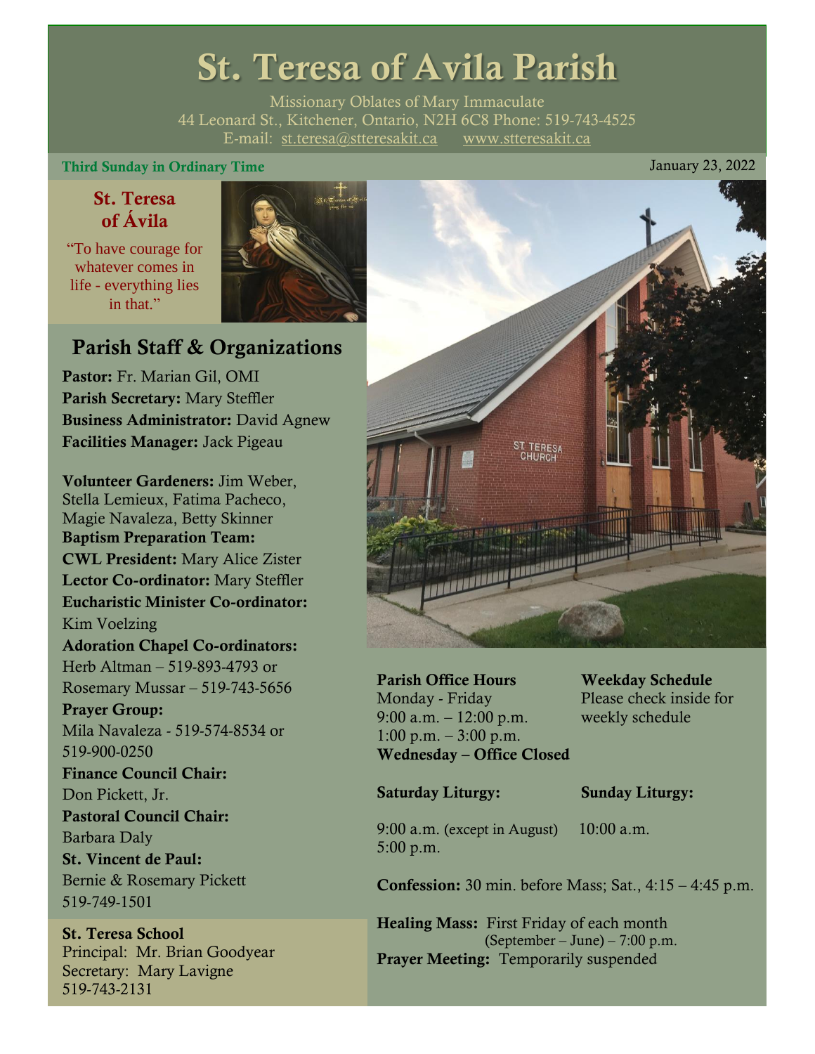# St. Teresa of Avila Parish

Missionary Oblates of Mary Immaculate
44 Leonard St., Kitchener, Ontario, N2H 6C8 Phone: 519-743-4525
E-mail: st.teresa@stteresakit.ca www.stteresakit.ca

**Third Sunday in Ordinary Time** January 23, 2022

## St. Teresa of Ávila

"To have courage for whatever comes in life - everything lies in that."

## Parish Staff & Organizations

**Pastor:** Fr. Marian Gil, OMI
**Parish Secretary:** Mary Steffler
**Business Administrator:** David Agnew
**Facilities Manager:** Jack Pigeau

**Volunteer Gardeners:** Jim Weber, Stella Lemieux, Fatima Pacheco, Magie Navaleza, Betty Skinner
**Baptism Preparation Team:**
**CWL President:** Mary Alice Zister
**Lector Co-ordinator:** Mary Steffler
**Eucharistic Minister Co-ordinator:** Kim Voelzing
**Adoration Chapel Co-ordinators:** Herb Altman – 519-893-4793 or Rosemary Mussar – 519-743-5656
**Prayer Group:** Mila Navaleza - 519-574-8534 or 519-900-0250
**Finance Council Chair:** Don Pickett, Jr.
**Pastoral Council Chair:** Barbara Daly
**St. Vincent de Paul:** Bernie & Rosemary Pickett 519-749-1501

**St. Teresa School**
Principal: Mr. Brian Goodyear
Secretary: Mary Lavigne
519-743-2131

**Parish Office Hours**
Monday - Friday
9:00 a.m. – 12:00 p.m.
1:00 p.m. – 3:00 p.m.
**Wednesday – Office Closed**

**Weekday Schedule**
Please check inside for weekly schedule

**Saturday Liturgy:**
9:00 a.m. (except in August)
5:00 p.m.

**Sunday Liturgy:**
10:00 a.m.

**Confession:** 30 min. before Mass; Sat., 4:15 – 4:45 p.m.

**Healing Mass:** First Friday of each month (September – June) – 7:00 p.m.
**Prayer Meeting:** Temporarily suspended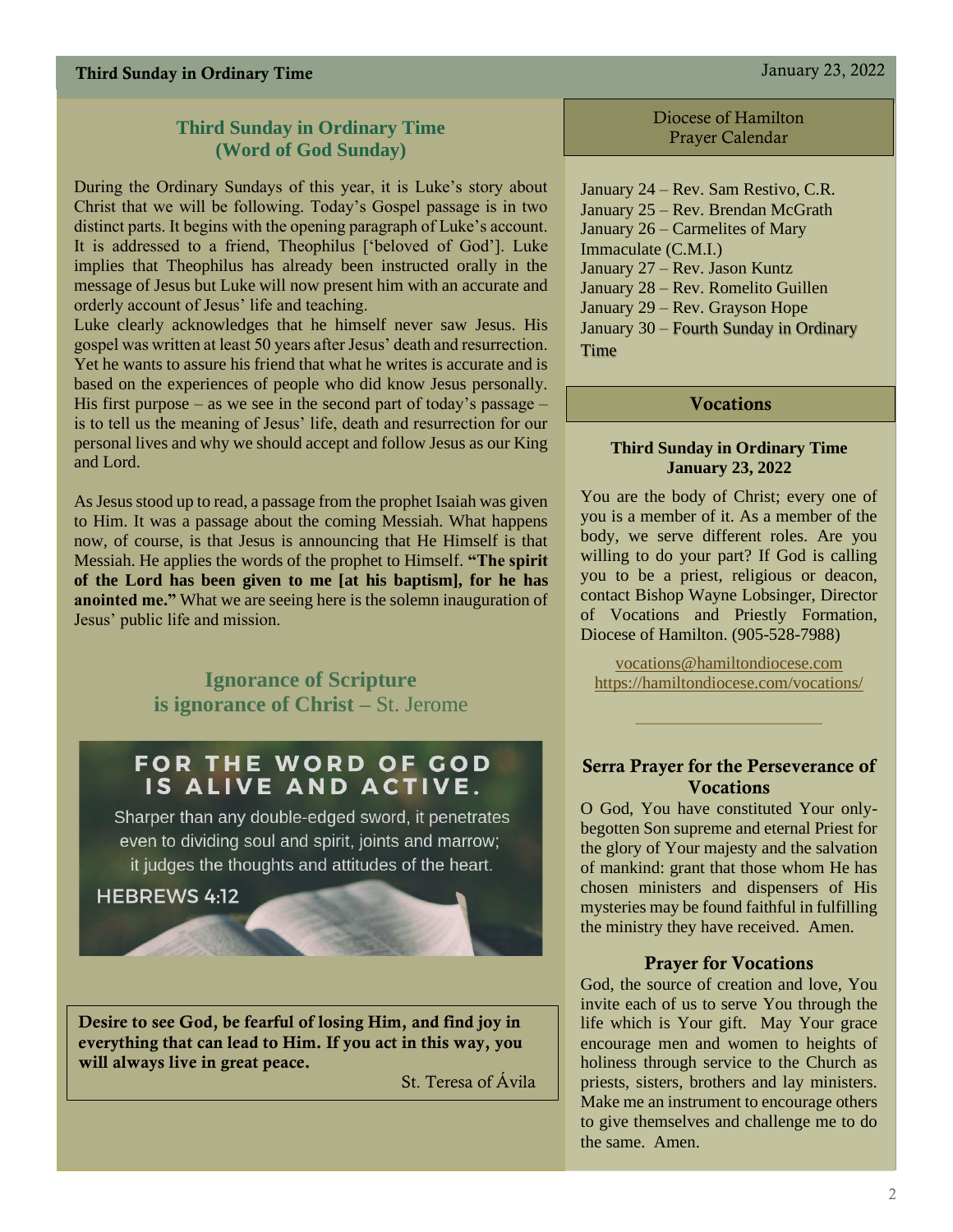## Third Sunday in Ordinary Time (Word of God Sunday)

During the Ordinary Sundays of this year, it is Luke's story about Christ that we will be following. Today's Gospel passage is in two distinct parts. It begins with the opening paragraph of Luke's account. It is addressed to a friend, Theophilus ['beloved of God']. Luke implies that Theophilus has already been instructed orally in the message of Jesus but Luke will now present him with an accurate and orderly account of Jesus' life and teaching.

Luke clearly acknowledges that he himself never saw Jesus. His gospel was written at least 50 years after Jesus' death and resurrection. Yet he wants to assure his friend that what he writes is accurate and is based on the experiences of people who did know Jesus personally. His first purpose – as we see in the second part of today's passage – is to tell us the meaning of Jesus' life, death and resurrection for our personal lives and why we should accept and follow Jesus as our King and Lord.

As Jesus stood up to read, a passage from the prophet Isaiah was given to Him. It was a passage about the coming Messiah. What happens now, of course, is that Jesus is announcing that He Himself is that Messiah. He applies the words of the prophet to Himself. **"The spirit of the Lord has been given to me [at his baptism], for he has anointed me."** What we are seeing here is the solemn inauguration of Jesus' public life and mission.

## Ignorance of Scripture is ignorance of Christ – St. Jerome

FOR THE WORD OF GOD IS ALIVE AND ACTIVE.

Sharper than any double-edged sword, it penetrates even to dividing soul and spirit, joints and marrow; it judges the thoughts and attitudes of the heart.

HEBREWS 4:12

**Desire to see God, be fearful of losing Him, and find joy in everything that can lead to Him. If you act in this way, you will always live in great peace.**

St. Teresa of Ávila

## Diocese of Hamilton Prayer Calendar

January 24 – Rev. Sam Restivo, C.R.
January 25 – Rev. Brendan McGrath
January 26 – Carmelites of Mary Immaculate (C.M.I.)
January 27 – Rev. Jason Kuntz
January 28 – Rev. Romelito Guillen
January 29 – Rev. Grayson Hope
January 30 – Fourth Sunday in Ordinary Time

## Vocations

**Third Sunday in Ordinary Time**
**January 23, 2022**

You are the body of Christ; every one of you is a member of it. As a member of the body, we serve different roles. Are you willing to do your part? If God is calling you to be a priest, religious or deacon, contact Bishop Wayne Lobsinger, Director of Vocations and Priestly Formation, Diocese of Hamilton. (905-528-7988)

vocations@hamiltondiocese.com
https://hamiltondiocese.com/vocations/

---

### Serra Prayer for the Perseverance of Vocations

O God, You have constituted Your only-begotten Son supreme and eternal Priest for the glory of Your majesty and the salvation of mankind: grant that those whom He has chosen ministers and dispensers of His mysteries may be found faithful in fulfilling the ministry they have received. Amen.

### Prayer for Vocations

God, the source of creation and love, You invite each of us to serve You through the life which is Your gift. May Your grace encourage men and women to heights of holiness through service to the Church as priests, sisters, brothers and lay ministers. Make me an instrument to encourage others to give themselves and challenge me to do the same. Amen.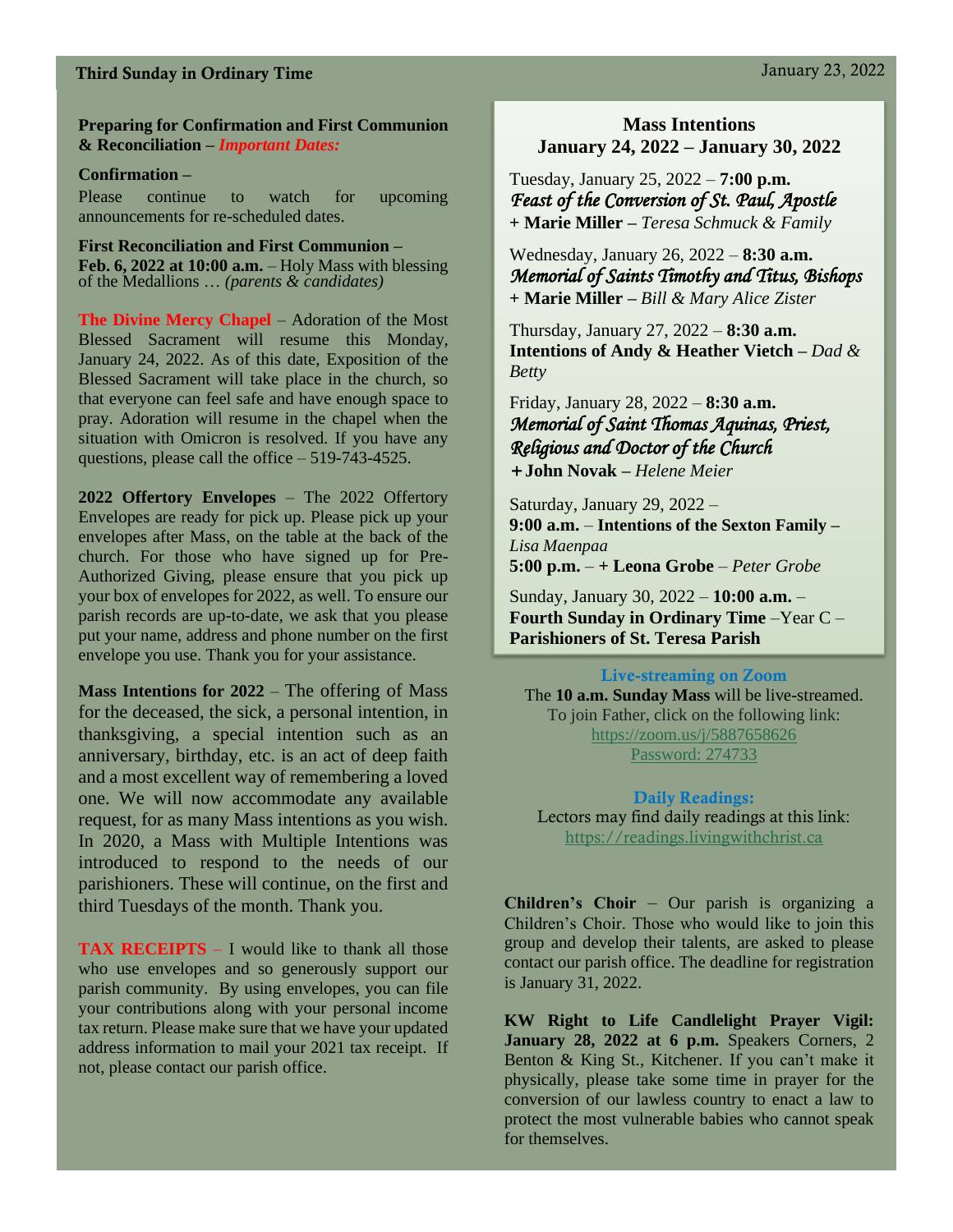## Preparing for Confirmation and First Communion & Reconciliation – *Important Dates:*

**Confirmation –**

Please continue to watch for upcoming announcements for re-scheduled dates.

**First Reconciliation and First Communion –**
**Feb. 6, 2022 at 10:00 a.m.** – Holy Mass with blessing of the Medallions … *(parents & candidates)*

**The Divine Mercy Chapel** – Adoration of the Most Blessed Sacrament will resume this Monday, January 24, 2022. As of this date, Exposition of the Blessed Sacrament will take place in the church, so that everyone can feel safe and have enough space to pray. Adoration will resume in the chapel when the situation with Omicron is resolved. If you have any questions, please call the office – 519-743-4525.

**2022 Offertory Envelopes** – The 2022 Offertory Envelopes are ready for pick up. Please pick up your envelopes after Mass, on the table at the back of the church. For those who have signed up for Pre-Authorized Giving, please ensure that you pick up your box of envelopes for 2022, as well. To ensure our parish records are up-to-date, we ask that you please put your name, address and phone number on the first envelope you use. Thank you for your assistance.

**Mass Intentions for 2022** – The offering of Mass for the deceased, the sick, a personal intention, in thanksgiving, a special intention such as an anniversary, birthday, etc. is an act of deep faith and a most excellent way of remembering a loved one. We will now accommodate any available request, for as many Mass intentions as you wish. In 2020, a Mass with Multiple Intentions was introduced to respond to the needs of our parishioners. These will continue, on the first and third Tuesdays of the month. Thank you.

**TAX RECEIPTS** – I would like to thank all those who use envelopes and so generously support our parish community. By using envelopes, you can file your contributions along with your personal income tax return. Please make sure that we have your updated address information to mail your 2021 tax receipt. If not, please contact our parish office.

## Mass Intentions
## January 24, 2022 – January 30, 2022

Tuesday, January 25, 2022 – **7:00 p.m.**
*Feast of the Conversion of St. Paul, Apostle*
**+ Marie Miller –** *Teresa Schmuck & Family*

Wednesday, January 26, 2022 – **8:30 a.m.**
*Memorial of Saints Timothy and Titus, Bishops*
**+ Marie Miller –** *Bill & Mary Alice Zister*

Thursday, January 27, 2022 – **8:30 a.m.**
**Intentions of Andy & Heather Vietch –** *Dad & Betty*

Friday, January 28, 2022 – **8:30 a.m.**
*Memorial of Saint Thomas Aquinas, Priest, Religious and Doctor of the Church*
**+ John Novak –** *Helene Meier*

Saturday, January 29, 2022 –
**9:00 a.m.** – **Intentions of the Sexton Family –** *Lisa Maenpaa*
**5:00 p.m.** – **+ Leona Grobe** – *Peter Grobe*

Sunday, January 30, 2022 – **10:00 a.m.** –
**Fourth Sunday in Ordinary Time** –Year C –
**Parishioners of St. Teresa Parish**

**Live-streaming on Zoom**
The **10 a.m. Sunday Mass** will be live-streamed.
To join Father, click on the following link:
https://zoom.us/j/5887658626
Password: 274733

**Daily Readings:**
Lectors may find daily readings at this link:
https://readings.livingwithchrist.ca

**Children's Choir** – Our parish is organizing a Children's Choir. Those who would like to join this group and develop their talents, are asked to please contact our parish office. The deadline for registration is January 31, 2022.

**KW Right to Life Candlelight Prayer Vigil: January 28, 2022 at 6 p.m.** Speakers Corners, 2 Benton & King St., Kitchener. If you can't make it physically, please take some time in prayer for the conversion of our lawless country to enact a law to protect the most vulnerable babies who cannot speak for themselves.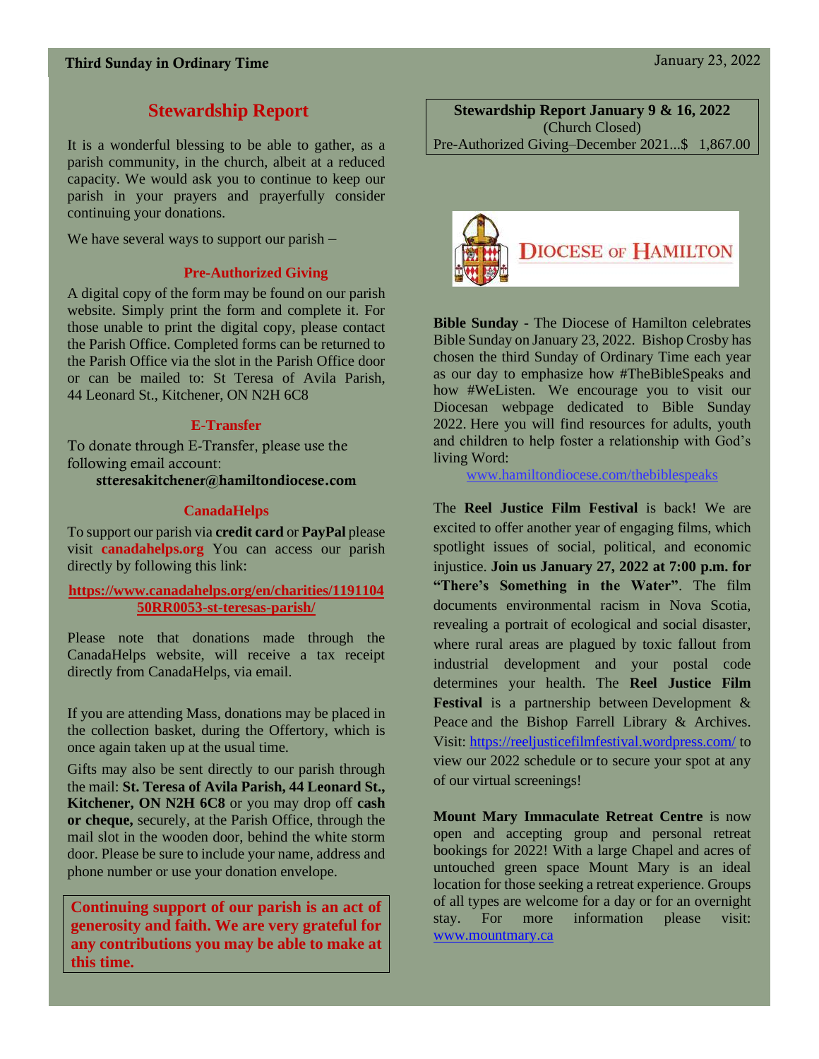## Stewardship Report

It is a wonderful blessing to be able to gather, as a parish community, in the church, albeit at a reduced capacity. We would ask you to continue to keep our parish in your prayers and prayerfully consider continuing your donations.

We have several ways to support our parish –

### Pre-Authorized Giving

A digital copy of the form may be found on our parish website. Simply print the form and complete it. For those unable to print the digital copy, please contact the Parish Office. Completed forms can be returned to the Parish Office via the slot in the Parish Office door or can be mailed to: St Teresa of Avila Parish, 44 Leonard St., Kitchener, ON N2H 6C8

### E-Transfer

To donate through E-Transfer, please use the following email account:

**stteresakitchener@hamiltondiocese.com**

### CanadaHelps

To support our parish via **credit card** or **PayPal** please visit **canadahelps.org** You can access our parish directly by following this link:

**https://www.canadahelps.org/en/charities/119110450RR0053-st-teresas-parish/**

Please note that donations made through the CanadaHelps website, will receive a tax receipt directly from CanadaHelps, via email.

If you are attending Mass, donations may be placed in the collection basket, during the Offertory, which is once again taken up at the usual time.

Gifts may also be sent directly to our parish through the mail: **St. Teresa of Avila Parish, 44 Leonard St., Kitchener, ON N2H 6C8** or you may drop off **cash or cheque,** securely, at the Parish Office, through the mail slot in the wooden door, behind the white storm door. Please be sure to include your name, address and phone number or use your donation envelope.

**Continuing support of our parish is an act of generosity and faith. We are very grateful for any contributions you may be able to make at this time.**

**Stewardship Report January 9 & 16, 2022**
(Church Closed)
Pre-Authorized Giving–December 2021...$ 1,867.00

DIOCESE OF HAMILTON

**Bible Sunday** - The Diocese of Hamilton celebrates Bible Sunday on January 23, 2022. Bishop Crosby has chosen the third Sunday of Ordinary Time each year as our day to emphasize how #TheBibleSpeaks and how #WeListen. We encourage you to visit our Diocesan webpage dedicated to Bible Sunday 2022. Here you will find resources for adults, youth and children to help foster a relationship with God's living Word:

www.hamiltondiocese.com/thebiblespeaks

The **Reel Justice Film Festival** is back! We are excited to offer another year of engaging films, which spotlight issues of social, political, and economic injustice. **Join us January 27, 2022 at 7:00 p.m. for "There's Something in the Water"**. The film documents environmental racism in Nova Scotia, revealing a portrait of ecological and social disaster, where rural areas are plagued by toxic fallout from industrial development and your postal code determines your health. The **Reel Justice Film Festival** is a partnership between Development & Peace and the Bishop Farrell Library & Archives. Visit: https://reeljusticefilmfestival.wordpress.com/ to view our 2022 schedule or to secure your spot at any of our virtual screenings!

**Mount Mary Immaculate Retreat Centre** is now open and accepting group and personal retreat bookings for 2022! With a large Chapel and acres of untouched green space Mount Mary is an ideal location for those seeking a retreat experience. Groups of all types are welcome for a day or for an overnight stay. For more information please visit: www.mountmary.ca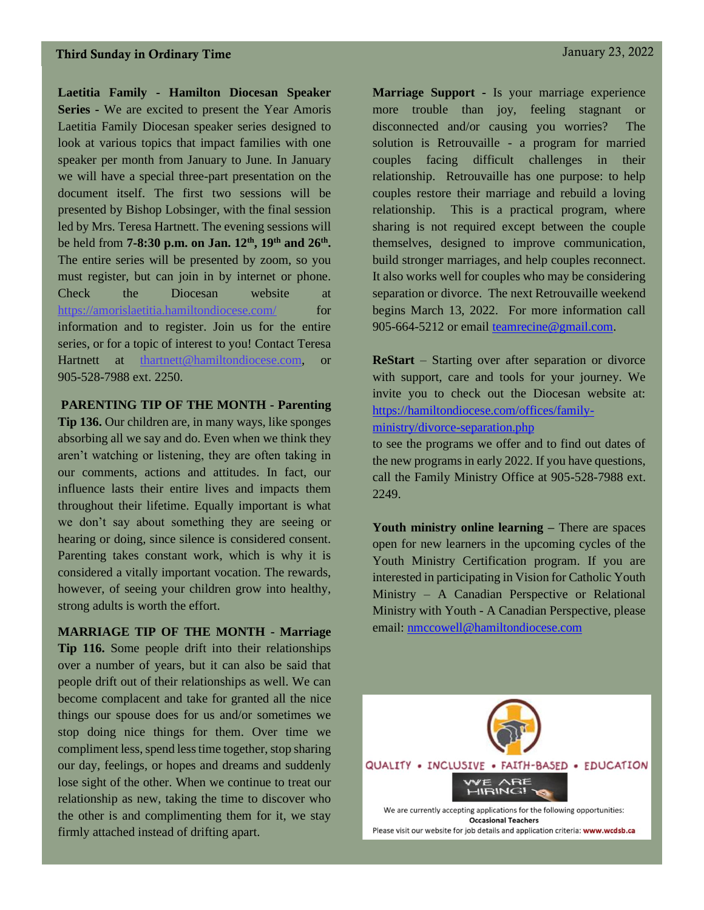**Laetitia Family - Hamilton Diocesan Speaker Series -** We are excited to present the Year Amoris Laetitia Family Diocesan speaker series designed to look at various topics that impact families with one speaker per month from January to June. In January we will have a special three-part presentation on the document itself. The first two sessions will be presented by Bishop Lobsinger, with the final session led by Mrs. Teresa Hartnett. The evening sessions will be held from **7-8:30 p.m. on Jan. 12th, 19th and 26th.** The entire series will be presented by zoom, so you must register, but can join in by internet or phone. Check the Diocesan website at https://amorislaetitia.hamiltondiocese.com/ for information and to register. Join us for the entire series, or for a topic of interest to you! Contact Teresa Hartnett at thartnett@hamiltondiocese.com, or 905-528-7988 ext. 2250.

**PARENTING TIP OF THE MONTH - Parenting Tip 136.** Our children are, in many ways, like sponges absorbing all we say and do. Even when we think they aren't watching or listening, they are often taking in our comments, actions and attitudes. In fact, our influence lasts their entire lives and impacts them throughout their lifetime. Equally important is what we don't say about something they are seeing or hearing or doing, since silence is considered consent. Parenting takes constant work, which is why it is considered a vitally important vocation. The rewards, however, of seeing your children grow into healthy, strong adults is worth the effort.

**MARRIAGE TIP OF THE MONTH - Marriage Tip 116.** Some people drift into their relationships over a number of years, but it can also be said that people drift out of their relationships as well. We can become complacent and take for granted all the nice things our spouse does for us and/or sometimes we stop doing nice things for them. Over time we compliment less, spend less time together, stop sharing our day, feelings, or hopes and dreams and suddenly lose sight of the other. When we continue to treat our relationship as new, taking the time to discover who the other is and complimenting them for it, we stay firmly attached instead of drifting apart.

**Marriage Support -** Is your marriage experience more trouble than joy, feeling stagnant or disconnected and/or causing you worries? The solution is Retrouvaille - a program for married couples facing difficult challenges in their relationship. Retrouvaille has one purpose: to help couples restore their marriage and rebuild a loving relationship. This is a practical program, where sharing is not required except between the couple themselves, designed to improve communication, build stronger marriages, and help couples reconnect. It also works well for couples who may be considering separation or divorce. The next Retrouvaille weekend begins March 13, 2022. For more information call 905-664-5212 or email teamrecine@gmail.com.

**ReStart** – Starting over after separation or divorce with support, care and tools for your journey. We invite you to check out the Diocesan website at: https://hamiltondiocese.com/offices/family-ministry/divorce-separation.php to see the programs we offer and to find out dates of the new programs in early 2022. If you have questions, call the Family Ministry Office at 905-528-7988 ext. 2249.

**Youth ministry online learning –** There are spaces open for new learners in the upcoming cycles of the Youth Ministry Certification program. If you are interested in participating in Vision for Catholic Youth Ministry – A Canadian Perspective or Relational Ministry with Youth - A Canadian Perspective, please email: nmccowell@hamiltondiocese.com

QUALITY • INCLUSIVE • FAITH-BASED • EDUCATION

WE ARE HIRING!

We are currently accepting applications for the following opportunities:
**Occasional Teachers**
Please visit our website for job details and application criteria: **www.wcdsb.ca**